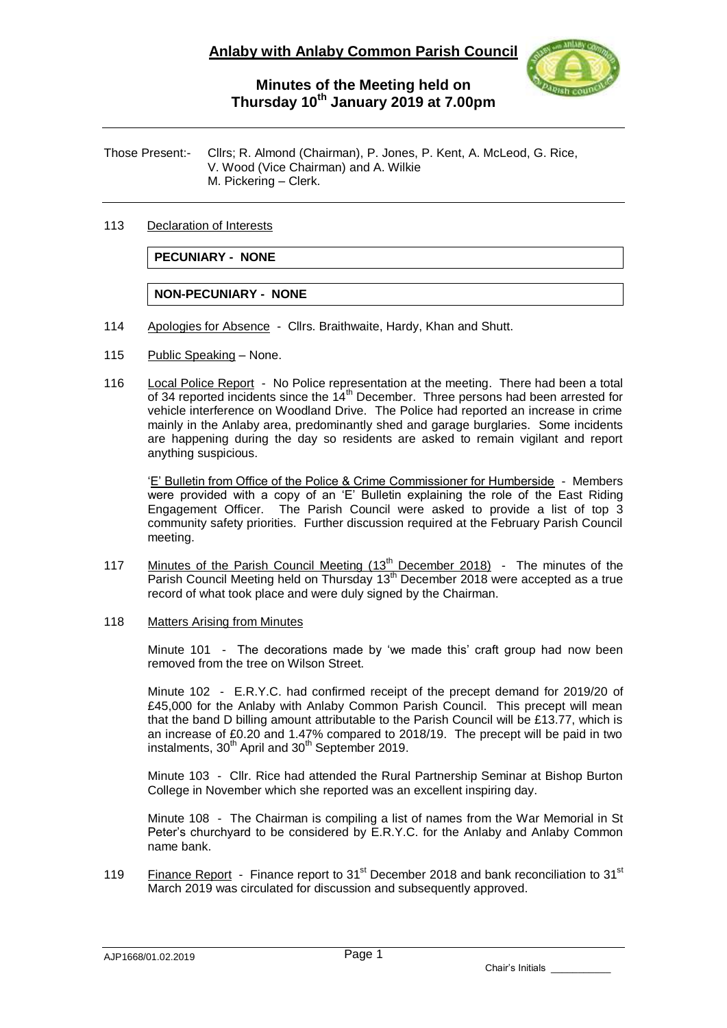# Anlaby with Anlaby Common Parish Council

## Minutes of the Meeting held on Thursday 10th January 2019 at 7.00pm

---

Those Present:- Cllrs; R. Almond (Chairman), P. Jones, P. Kent, A. McLeod, G. Rice, V. Wood (Vice Chairman) and A. Wilkie
M. Pickering – Clerk.

---

113 Declaration of Interests

**PECUNIARY - NONE**

**NON-PECUNIARY - NONE**

114 Apologies for Absence - Cllrs. Braithwaite, Hardy, Khan and Shutt.

115 Public Speaking – None.

116 Local Police Report - No Police representation at the meeting. There had been a total of 34 reported incidents since the 14th December. Three persons had been arrested for vehicle interference on Woodland Drive. The Police had reported an increase in crime mainly in the Anlaby area, predominantly shed and garage burglaries. Some incidents are happening during the day so residents are asked to remain vigilant and report anything suspicious.

'E' Bulletin from Office of the Police & Crime Commissioner for Humberside - Members were provided with a copy of an 'E' Bulletin explaining the role of the East Riding Engagement Officer. The Parish Council were asked to provide a list of top 3 community safety priorities. Further discussion required at the February Parish Council meeting.

117 Minutes of the Parish Council Meeting (13th December 2018) - The minutes of the Parish Council Meeting held on Thursday 13th December 2018 were accepted as a true record of what took place and were duly signed by the Chairman.

118 Matters Arising from Minutes

Minute 101 - The decorations made by 'we made this' craft group had now been removed from the tree on Wilson Street.

Minute 102 - E.R.Y.C. had confirmed receipt of the precept demand for 2019/20 of £45,000 for the Anlaby with Anlaby Common Parish Council. This precept will mean that the band D billing amount attributable to the Parish Council will be £13.77, which is an increase of £0.20 and 1.47% compared to 2018/19. The precept will be paid in two instalments, 30th April and 30th September 2019.

Minute 103 - Cllr. Rice had attended the Rural Partnership Seminar at Bishop Burton College in November which she reported was an excellent inspiring day.

Minute 108 - The Chairman is compiling a list of names from the War Memorial in St Peter's churchyard to be considered by E.R.Y.C. for the Anlaby and Anlaby Common name bank.

119 Finance Report - Finance report to 31st December 2018 and bank reconciliation to 31st March 2019 was circulated for discussion and subsequently approved.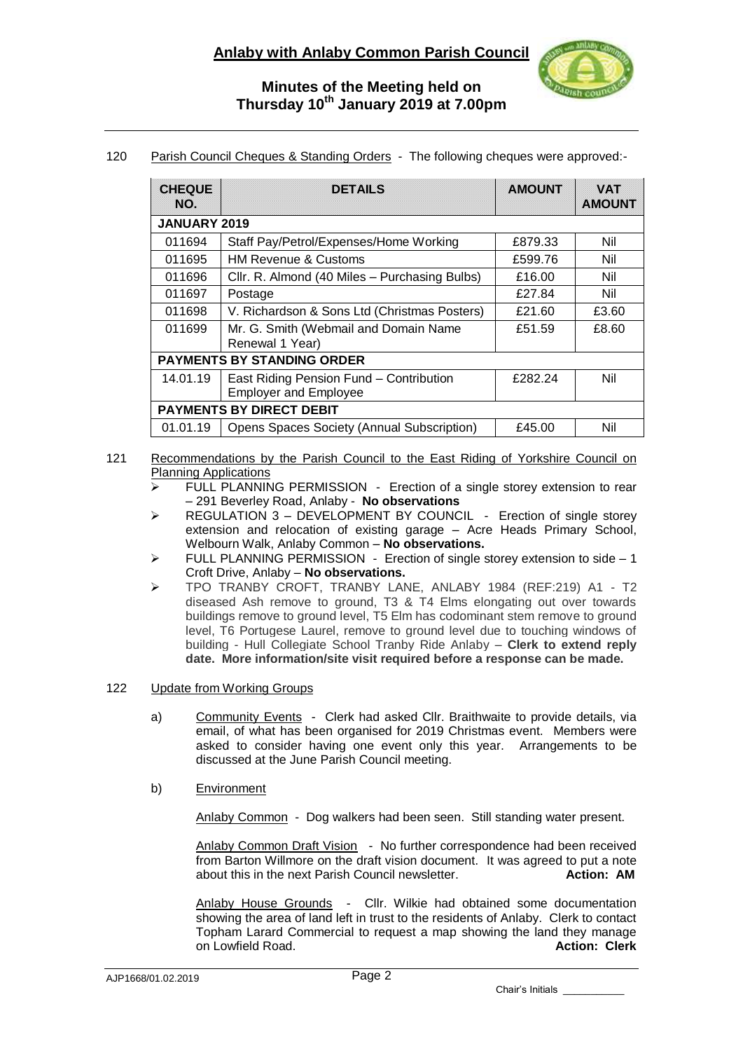# Anlaby with Anlaby Common Parish Council

## Minutes of the Meeting held on Thursday 10th January 2019 at 7.00pm

120 Parish Council Cheques & Standing Orders - The following cheques were approved:-

| CHEQUE NO. | DETAILS | AMOUNT | VAT AMOUNT |
|---|---|---|---|
| **JANUARY 2019** | | | |
| 011694 | Staff Pay/Petrol/Expenses/Home Working | £879.33 | Nil |
| 011695 | HM Revenue & Customs | £599.76 | Nil |
| 011696 | Cllr. R. Almond (40 Miles – Purchasing Bulbs) | £16.00 | Nil |
| 011697 | Postage | £27.84 | Nil |
| 011698 | V. Richardson & Sons Ltd (Christmas Posters) | £21.60 | £3.60 |
| 011699 | Mr. G. Smith (Webmail and Domain Name Renewal 1 Year) | £51.59 | £8.60 |
| **PAYMENTS BY STANDING ORDER** | | | |
| 14.01.19 | East Riding Pension Fund – Contribution Employer and Employee | £282.24 | Nil |
| **PAYMENTS BY DIRECT DEBIT** | | | |
| 01.01.19 | Opens Spaces Society (Annual Subscription) | £45.00 | Nil |

121 Recommendations by the Parish Council to the East Riding of Yorkshire Council on Planning Applications

- FULL PLANNING PERMISSION - Erection of a single storey extension to rear – 291 Beverley Road, Anlaby - **No observations**
- REGULATION 3 – DEVELOPMENT BY COUNCIL - Erection of single storey extension and relocation of existing garage – Acre Heads Primary School, Welbourn Walk, Anlaby Common – **No observations.**
- FULL PLANNING PERMISSION - Erection of single storey extension to side – 1 Croft Drive, Anlaby – **No observations.**
- TPO TRANBY CROFT, TRANBY LANE, ANLABY 1984 (REF:219) A1 - T2 diseased Ash remove to ground, T3 & T4 Elms elongating out over towards buildings remove to ground level, T5 Elm has codominant stem remove to ground level, T6 Portugese Laurel, remove to ground level due to touching windows of building - Hull Collegiate School Tranby Ride Anlaby – **Clerk to extend reply date. More information/site visit required before a response can be made.**

122 Update from Working Groups

a) Community Events - Clerk had asked Cllr. Braithwaite to provide details, via email, of what has been organised for 2019 Christmas event. Members were asked to consider having one event only this year. Arrangements to be discussed at the June Parish Council meeting.

b) Environment

Anlaby Common - Dog walkers had been seen. Still standing water present.

Anlaby Common Draft Vision - No further correspondence had been received from Barton Willmore on the draft vision document. It was agreed to put a note about this in the next Parish Council newsletter. **Action: AM**

Anlaby House Grounds - Cllr. Wilkie had obtained some documentation showing the area of land left in trust to the residents of Anlaby. Clerk to contact Topham Larard Commercial to request a map showing the land they manage on Lowfield Road. **Action: Clerk**

AJP1668/01.02.2019

Chair's Initials ___________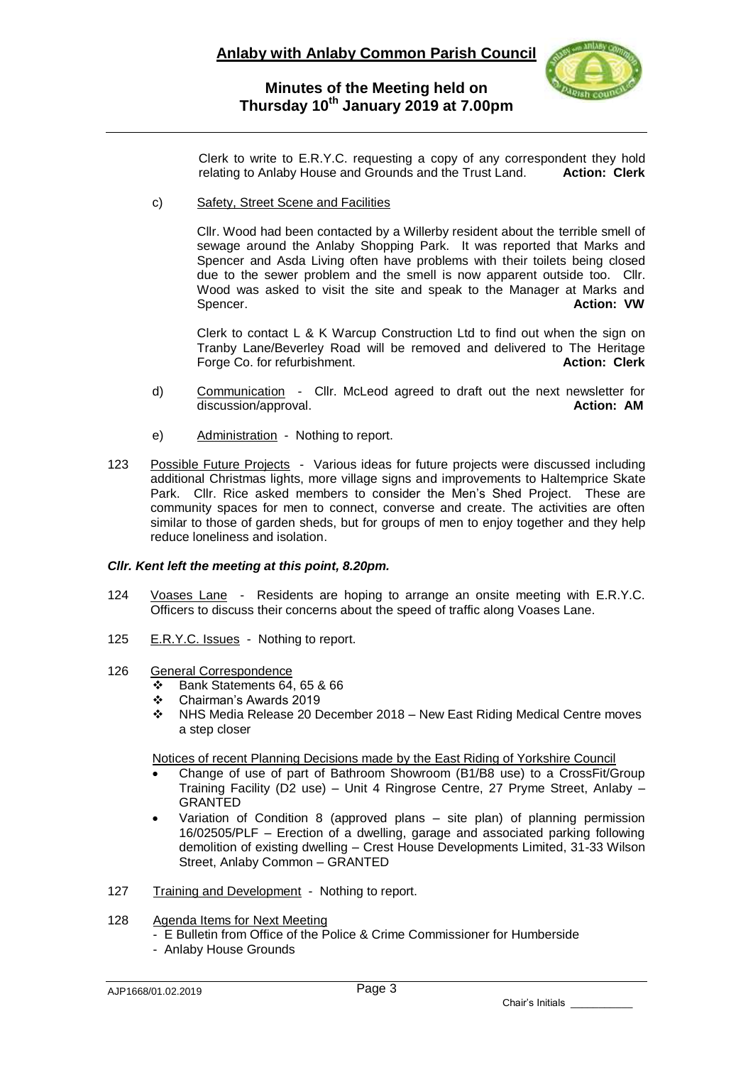Clerk to write to E.R.Y.C. requesting a copy of any correspondent they hold relating to Anlaby House and Grounds and the Trust Land. **Action: Clerk**

c) Safety, Street Scene and Facilities

Cllr. Wood had been contacted by a Willerby resident about the terrible smell of sewage around the Anlaby Shopping Park. It was reported that Marks and Spencer and Asda Living often have problems with their toilets being closed due to the sewer problem and the smell is now apparent outside too. Cllr. Wood was asked to visit the site and speak to the Manager at Marks and Spencer. **Action: VW**

Clerk to contact L & K Warcup Construction Ltd to find out when the sign on Tranby Lane/Beverley Road will be removed and delivered to The Heritage Forge Co. for refurbishment. **Action: Clerk**

d) Communication - Cllr. McLeod agreed to draft out the next newsletter for discussion/approval. **Action: AM**

e) Administration - Nothing to report.

123 Possible Future Projects - Various ideas for future projects were discussed including additional Christmas lights, more village signs and improvements to Haltemprice Skate Park. Cllr. Rice asked members to consider the Men's Shed Project. These are community spaces for men to connect, converse and create. The activities are often similar to those of garden sheds, but for groups of men to enjoy together and they help reduce loneliness and isolation.

***Cllr. Kent left the meeting at this point, 8.20pm.***

124 Voases Lane - Residents are hoping to arrange an onsite meeting with E.R.Y.C. Officers to discuss their concerns about the speed of traffic along Voases Lane.

125 E.R.Y.C. Issues - Nothing to report.

126 General Correspondence

- Bank Statements 64, 65 & 66
- Chairman's Awards 2019
- NHS Media Release 20 December 2018 – New East Riding Medical Centre moves a step closer

Notices of recent Planning Decisions made by the East Riding of Yorkshire Council

- Change of use of part of Bathroom Showroom (B1/B8 use) to a CrossFit/Group Training Facility (D2 use) – Unit 4 Ringrose Centre, 27 Pryme Street, Anlaby – GRANTED
- Variation of Condition 8 (approved plans – site plan) of planning permission 16/02505/PLF – Erection of a dwelling, garage and associated parking following demolition of existing dwelling – Crest House Developments Limited, 31-33 Wilson Street, Anlaby Common – GRANTED

127 Training and Development - Nothing to report.

128 Agenda Items for Next Meeting

- E Bulletin from Office of the Police & Crime Commissioner for Humberside
- Anlaby House Grounds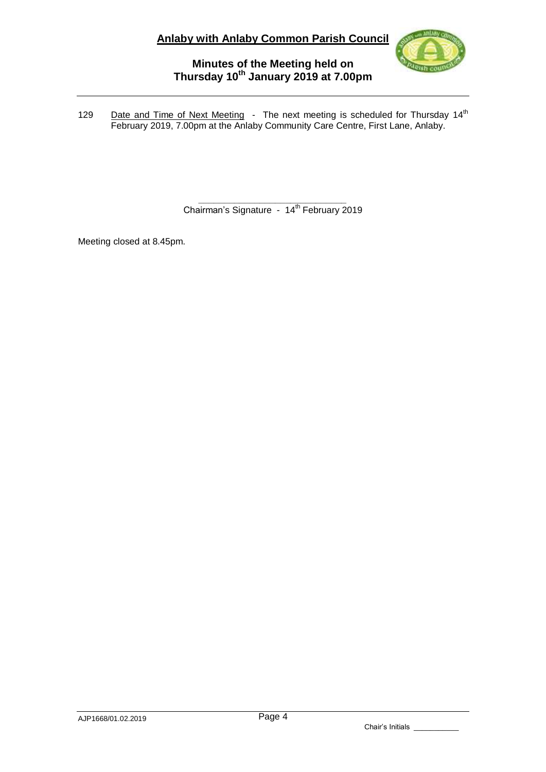129 Date and Time of Next Meeting - The next meeting is scheduled for Thursday 14th February 2019, 7.00pm at the Anlaby Community Care Centre, First Lane, Anlaby.

\_\_\_\_\_\_\_\_\_\_\_\_\_\_\_\_\_\_\_\_\_\_\_\_\_\_\_\_\_\_

Chairman's Signature - 14th February 2019

Meeting closed at 8.45pm.

AJP1668/01.02.2019

Chair's Initials \_\_\_\_\_\_\_\_\_\_\_